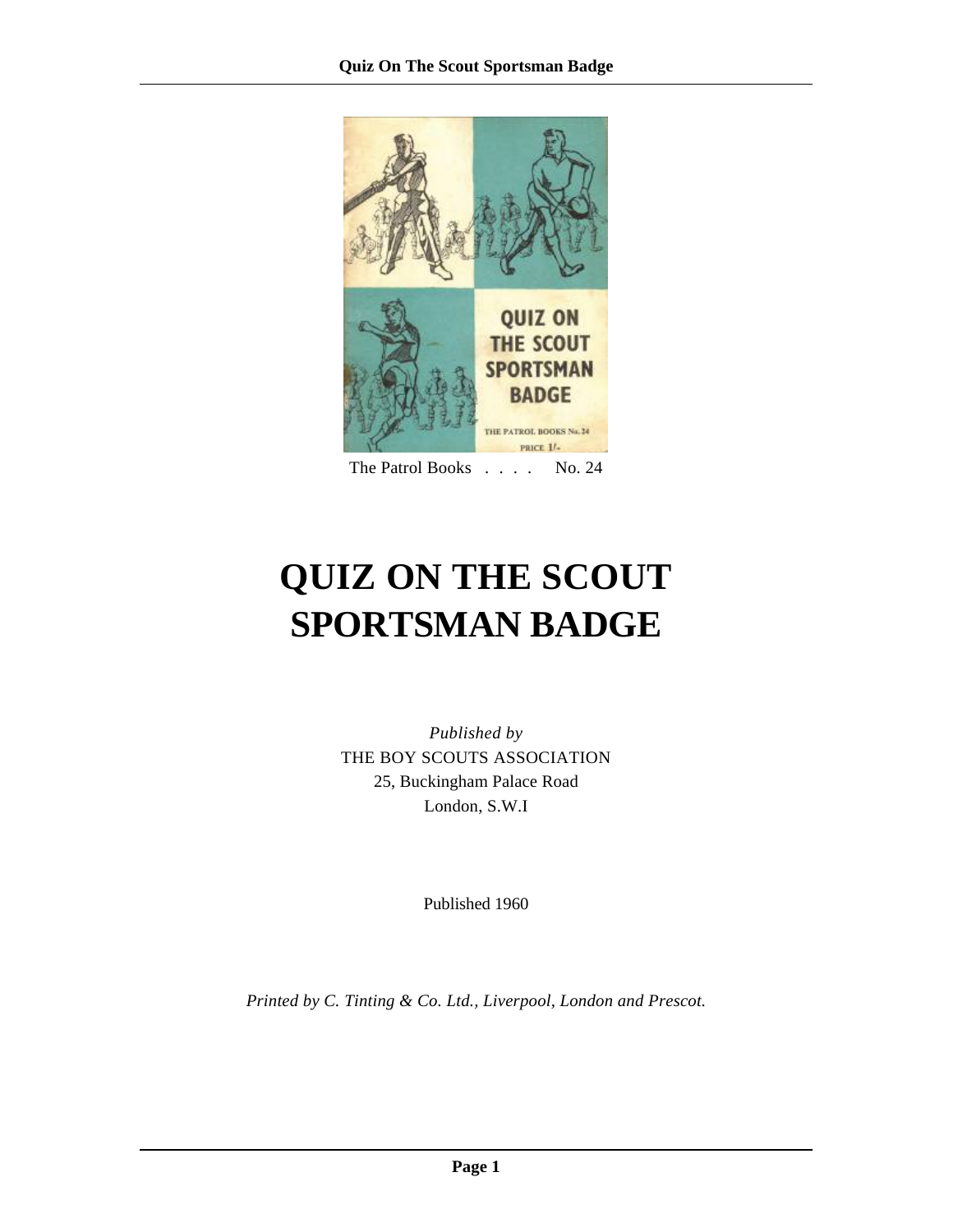The Patrol Books . . . . No. 24

# QUIZ ON THE SCOUT SPORTSMAN BADGE

*Published by*
THE BOY SCOUTS ASSOCIATION
25, Buckingham Palace Road
London, S.W.I

Published 1960

*Printed by C. Tinting & Co. Ltd., Liverpool, London and Prescot.*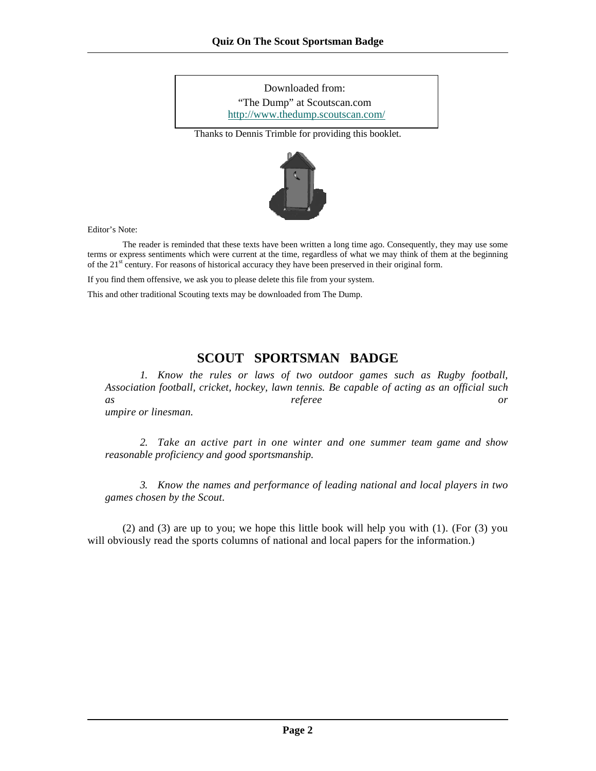Downloaded from:
"The Dump" at Scoutscan.com
http://www.thedump.scoutscan.com/

Thanks to Dennis Trimble for providing this booklet.

Editor's Note:

The reader is reminded that these texts have been written a long time ago. Consequently, they may use some terms or express sentiments which were current at the time, regardless of what we may think of them at the beginning of the 21st century. For reasons of historical accuracy they have been preserved in their original form.

If you find them offensive, we ask you to please delete this file from your system.

This and other traditional Scouting texts may be downloaded from The Dump.

## SCOUT SPORTSMAN BADGE

*1. Know the rules or laws of two outdoor games such as Rugby football, Association football, cricket, hockey, lawn tennis. Be capable of acting as an official such as referee or umpire or linesman.*

*2. Take an active part in one winter and one summer team game and show reasonable proficiency and good sportsmanship.*

*3. Know the names and performance of leading national and local players in two games chosen by the Scout.*

(2) and (3) are up to you; we hope this little book will help you with (1). (For (3) you will obviously read the sports columns of national and local papers for the information.)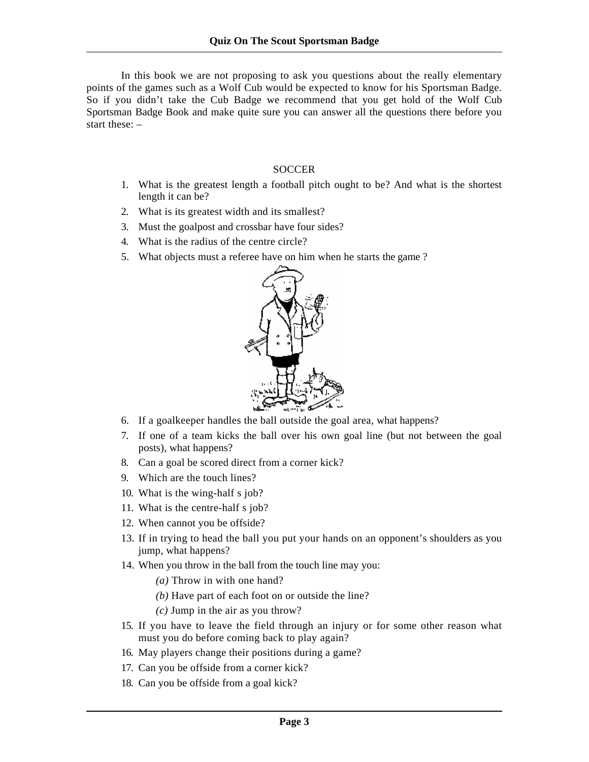In this book we are not proposing to ask you questions about the really elementary points of the games such as a Wolf Cub would be expected to know for his Sportsman Badge. So if you didn't take the Cub Badge we recommend that you get hold of the Wolf Cub Sportsman Badge Book and make quite sure you can answer all the questions there before you start these: –

## SOCCER

1. What is the greatest length a football pitch ought to be? And what is the shortest length it can be?
2. What is its greatest width and its smallest?
3. Must the goalpost and crossbar have four sides?
4. What is the radius of the centre circle?
5. What objects must a referee have on him when he starts the game ?
6. If a goalkeeper handles the ball outside the goal area, what happens?
7. If one of a team kicks the ball over his own goal line (but not between the goal posts), what happens?
8. Can a goal be scored direct from a corner kick?
9. Which are the touch lines?
10. What is the wing-half s job?
11. What is the centre-half s job?
12. When cannot you be offside?
13. If in trying to head the ball you put your hands on an opponent's shoulders as you jump, what happens?
14. When you throw in the ball from the touch line may you:
    *(a)* Throw in with one hand?
    *(b)* Have part of each foot on or outside the line?
    *(c)* Jump in the air as you throw?
15. If you have to leave the field through an injury or for some other reason what must you do before coming back to play again?
16. May players change their positions during a game?
17. Can you be offside from a corner kick?
18. Can you be offside from a goal kick?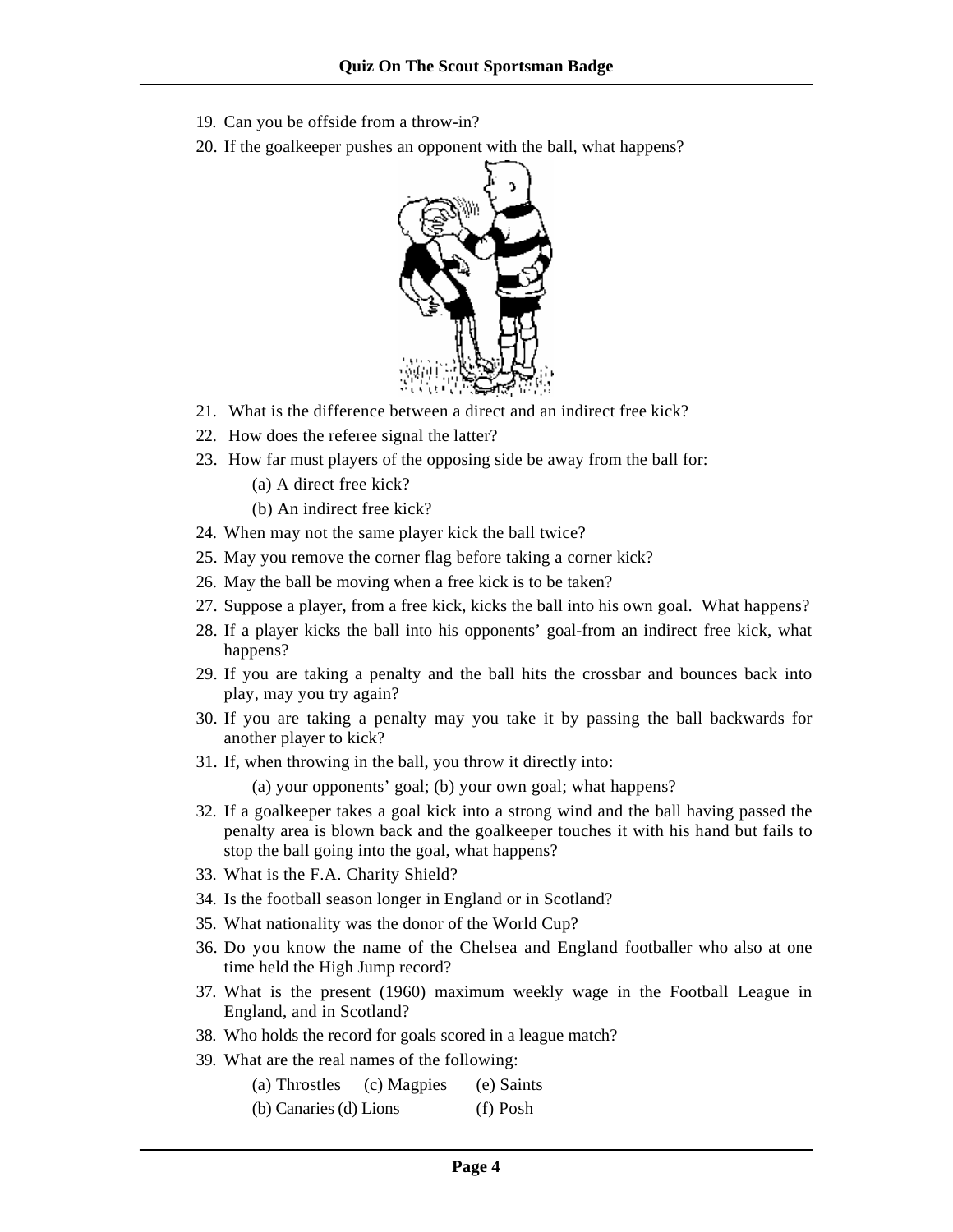19. Can you be offside from a throw-in?
20. If the goalkeeper pushes an opponent with the ball, what happens?
21. What is the difference between a direct and an indirect free kick?
22. How does the referee signal the latter?
23. How far must players of the opposing side be away from the ball for:
    (a) A direct free kick?
    (b) An indirect free kick?
24. When may not the same player kick the ball twice?
25. May you remove the corner flag before taking a corner kick?
26. May the ball be moving when a free kick is to be taken?
27. Suppose a player, from a free kick, kicks the ball into his own goal. What happens?
28. If a player kicks the ball into his opponents' goal-from an indirect free kick, what happens?
29. If you are taking a penalty and the ball hits the crossbar and bounces back into play, may you try again?
30. If you are taking a penalty may you take it by passing the ball backwards for another player to kick?
31. If, when throwing in the ball, you throw it directly into:
    (a) your opponents' goal; (b) your own goal; what happens?
32. If a goalkeeper takes a goal kick into a strong wind and the ball having passed the penalty area is blown back and the goalkeeper touches it with his hand but fails to stop the ball going into the goal, what happens?
33. What is the F.A. Charity Shield?
34. Is the football season longer in England or in Scotland?
35. What nationality was the donor of the World Cup?
36. Do you know the name of the Chelsea and England footballer who also at one time held the High Jump record?
37. What is the present (1960) maximum weekly wage in the Football League in England, and in Scotland?
38. Who holds the record for goals scored in a league match?
39. What are the real names of the following:
    (a) Throstles (c) Magpies (e) Saints
    (b) Canaries (d) Lions (f) Posh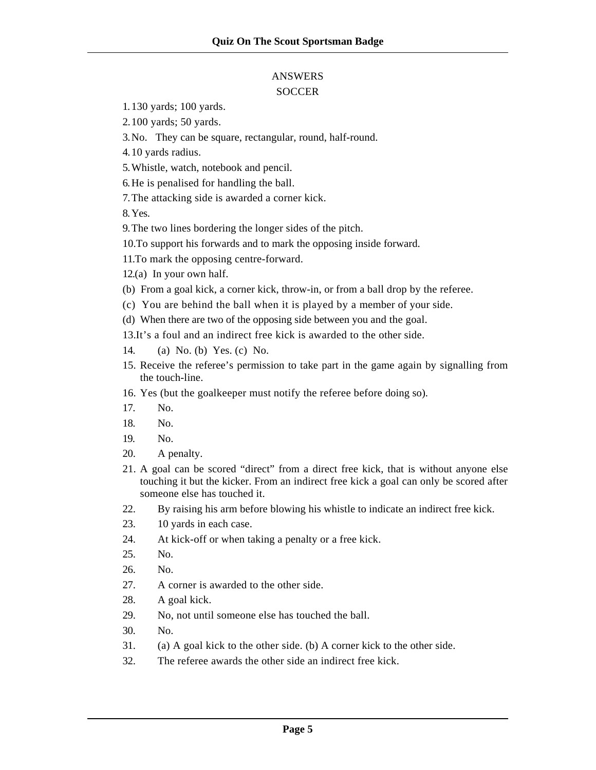## ANSWERS

### SOCCER

1. 130 yards; 100 yards.
2. 100 yards; 50 yards.
3. No. They can be square, rectangular, round, half-round.
4. 10 yards radius.
5. Whistle, watch, notebook and pencil.
6. He is penalised for handling the ball.
7. The attacking side is awarded a corner kick.
8. Yes.
9. The two lines bordering the longer sides of the pitch.
10. To support his forwards and to mark the opposing inside forward.
11. To mark the opposing centre-forward.
12. (a) In your own half.

(b) From a goal kick, a corner kick, throw-in, or from a ball drop by the referee.

(c) You are behind the ball when it is played by a member of your side.

(d) When there are two of the opposing side between you and the goal.

13. It's a foul and an indirect free kick is awarded to the other side.
14. (a) No. (b) Yes. (c) No.
15. Receive the referee's permission to take part in the game again by signalling from the touch-line.
16. Yes (but the goalkeeper must notify the referee before doing so).
17. No.
18. No.
19. No.
20. A penalty.
21. A goal can be scored "direct" from a direct free kick, that is without anyone else touching it but the kicker. From an indirect free kick a goal can only be scored after someone else has touched it.
22. By raising his arm before blowing his whistle to indicate an indirect free kick.
23. 10 yards in each case.
24. At kick-off or when taking a penalty or a free kick.
25. No.
26. No.
27. A corner is awarded to the other side.
28. A goal kick.
29. No, not until someone else has touched the ball.
30. No.
31. (a) A goal kick to the other side. (b) A corner kick to the other side.
32. The referee awards the other side an indirect free kick.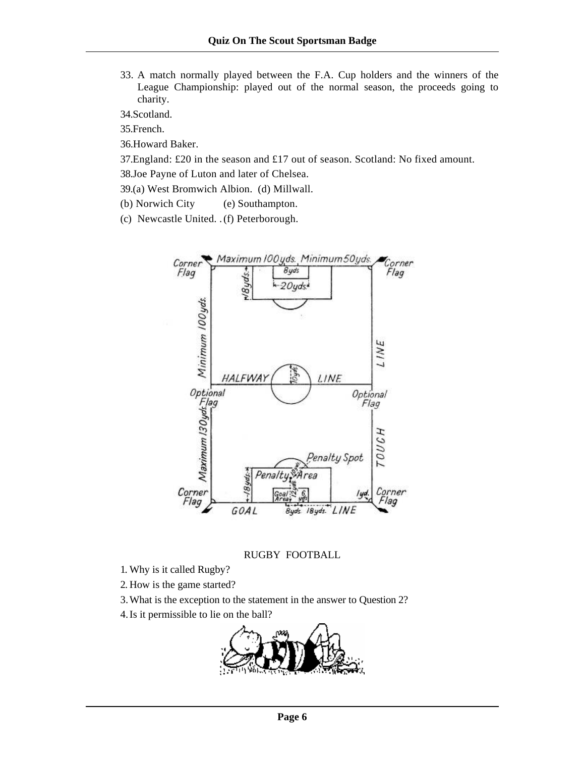33. A match normally played between the F.A. Cup holders and the winners of the League Championship: played out of the normal season, the proceeds going to charity.

34. Scotland.

35. French.

36. Howard Baker.

37. England: £20 in the season and £17 out of season. Scotland: No fixed amount.

38. Joe Payne of Luton and later of Chelsea.

39. (a) West Bromwich Albion. (d) Millwall.
(b) Norwich City (e) Southampton.
(c) Newcastle United. (f) Peterborough.

RUGBY FOOTBALL

1. Why is it called Rugby?
2. How is the game started?
3. What is the exception to the statement in the answer to Question 2?
4. Is it permissible to lie on the ball?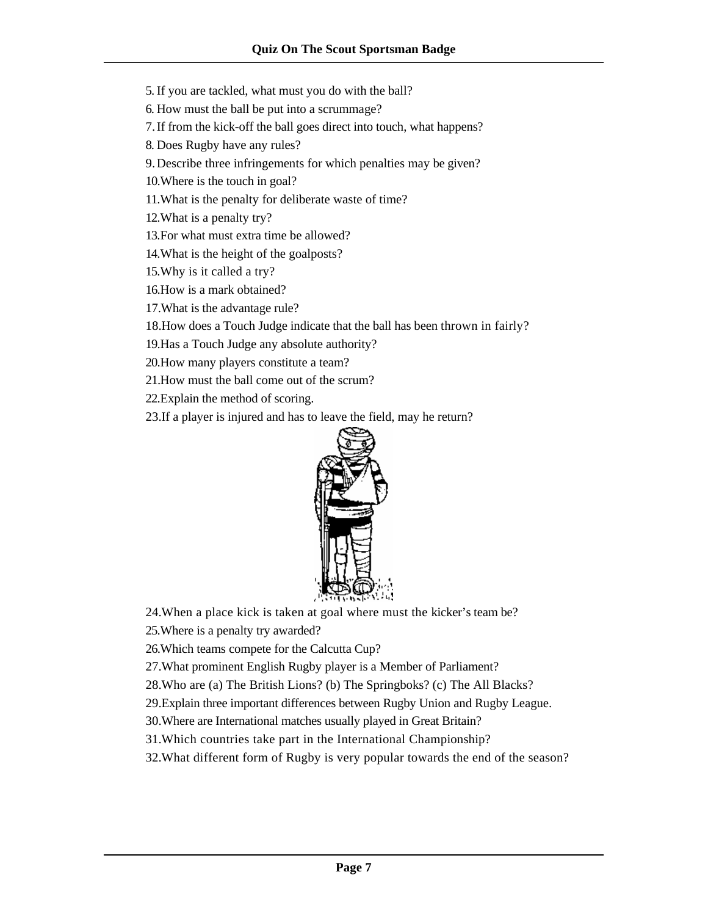5. If you are tackled, what must you do with the ball?
6. How must the ball be put into a scrummage?
7. If from the kick-off the ball goes direct into touch, what happens?
8. Does Rugby have any rules?
9. Describe three infringements for which penalties may be given?
10. Where is the touch in goal?
11. What is the penalty for deliberate waste of time?
12. What is a penalty try?
13. For what must extra time be allowed?
14. What is the height of the goalposts?
15. Why is it called a try?
16. How is a mark obtained?
17. What is the advantage rule?
18. How does a Touch Judge indicate that the ball has been thrown in fairly?
19. Has a Touch Judge any absolute authority?
20. How many players constitute a team?
21. How must the ball come out of the scrum?
22. Explain the method of scoring.
23. If a player is injured and has to leave the field, may he return?
24. When a place kick is taken at goal where must the kicker's team be?
25. Where is a penalty try awarded?
26. Which teams compete for the Calcutta Cup?
27. What prominent English Rugby player is a Member of Parliament?
28. Who are (a) The British Lions? (b) The Springboks? (c) The All Blacks?
29. Explain three important differences between Rugby Union and Rugby League.
30. Where are International matches usually played in Great Britain?
31. Which countries take part in the International Championship?
32. What different form of Rugby is very popular towards the end of the season?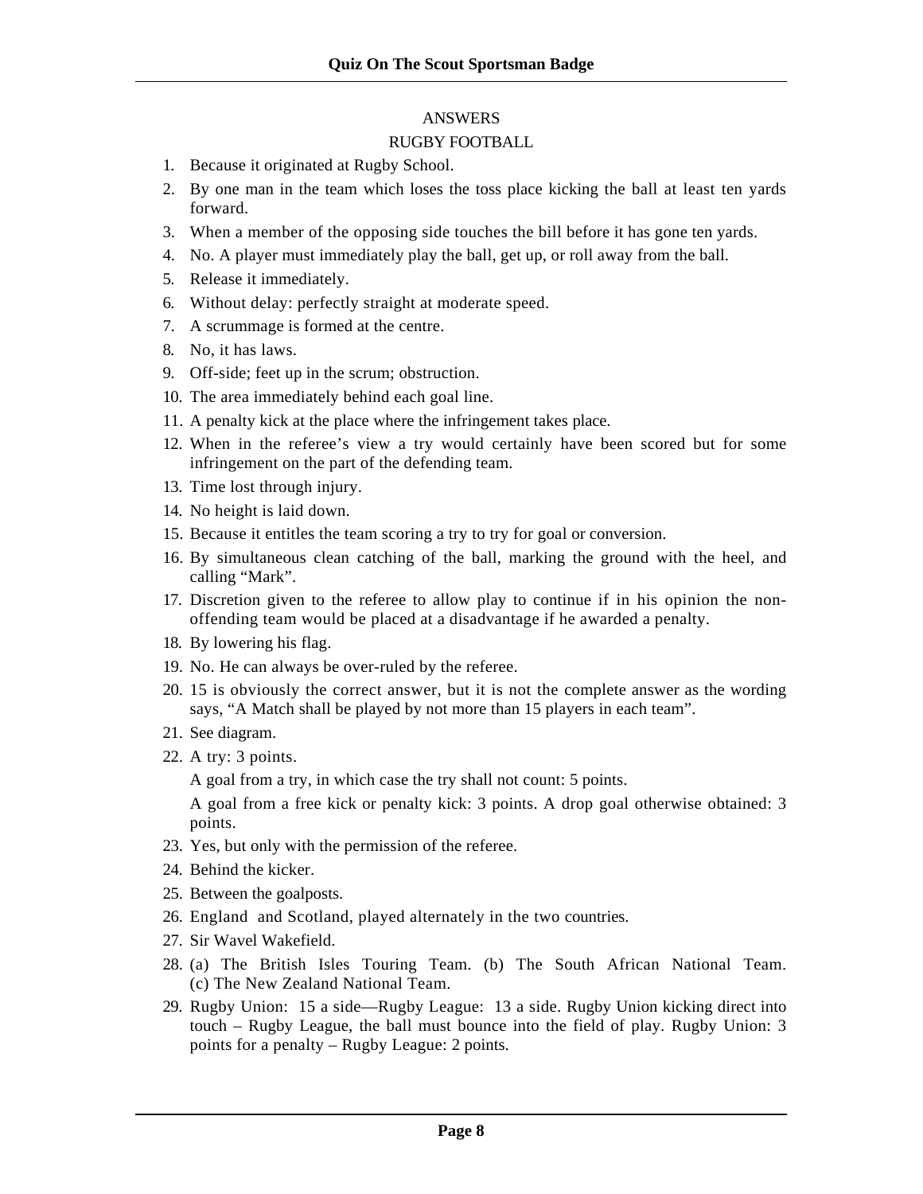## ANSWERS

### RUGBY FOOTBALL

1. Because it originated at Rugby School.
2. By one man in the team which loses the toss place kicking the ball at least ten yards forward.
3. When a member of the opposing side touches the bill before it has gone ten yards.
4. No. A player must immediately play the ball, get up, or roll away from the ball.
5. Release it immediately.
6. Without delay: perfectly straight at moderate speed.
7. A scrummage is formed at the centre.
8. No, it has laws.
9. Off-side; feet up in the scrum; obstruction.
10. The area immediately behind each goal line.
11. A penalty kick at the place where the infringement takes place.
12. When in the referee's view a try would certainly have been scored but for some infringement on the part of the defending team.
13. Time lost through injury.
14. No height is laid down.
15. Because it entitles the team scoring a try to try for goal or conversion.
16. By simultaneous clean catching of the ball, marking the ground with the heel, and calling "Mark".
17. Discretion given to the referee to allow play to continue if in his opinion the non-offending team would be placed at a disadvantage if he awarded a penalty.
18. By lowering his flag.
19. No. He can always be over-ruled by the referee.
20. 15 is obviously the correct answer, but it is not the complete answer as the wording says, "A Match shall be played by not more than 15 players in each team".
21. See diagram.
22. A try: 3 points.

    A goal from a try, in which case the try shall not count: 5 points.

    A goal from a free kick or penalty kick: 3 points. A drop goal otherwise obtained: 3 points.
23. Yes, but only with the permission of the referee.
24. Behind the kicker.
25. Between the goalposts.
26. England and Scotland, played alternately in the two countries.
27. Sir Wavel Wakefield.
28. (a) The British Isles Touring Team. (b) The South African National Team. (c) The New Zealand National Team.
29. Rugby Union: 15 a side—Rugby League: 13 a side. Rugby Union kicking direct into touch – Rugby League, the ball must bounce into the field of play. Rugby Union: 3 points for a penalty – Rugby League: 2 points.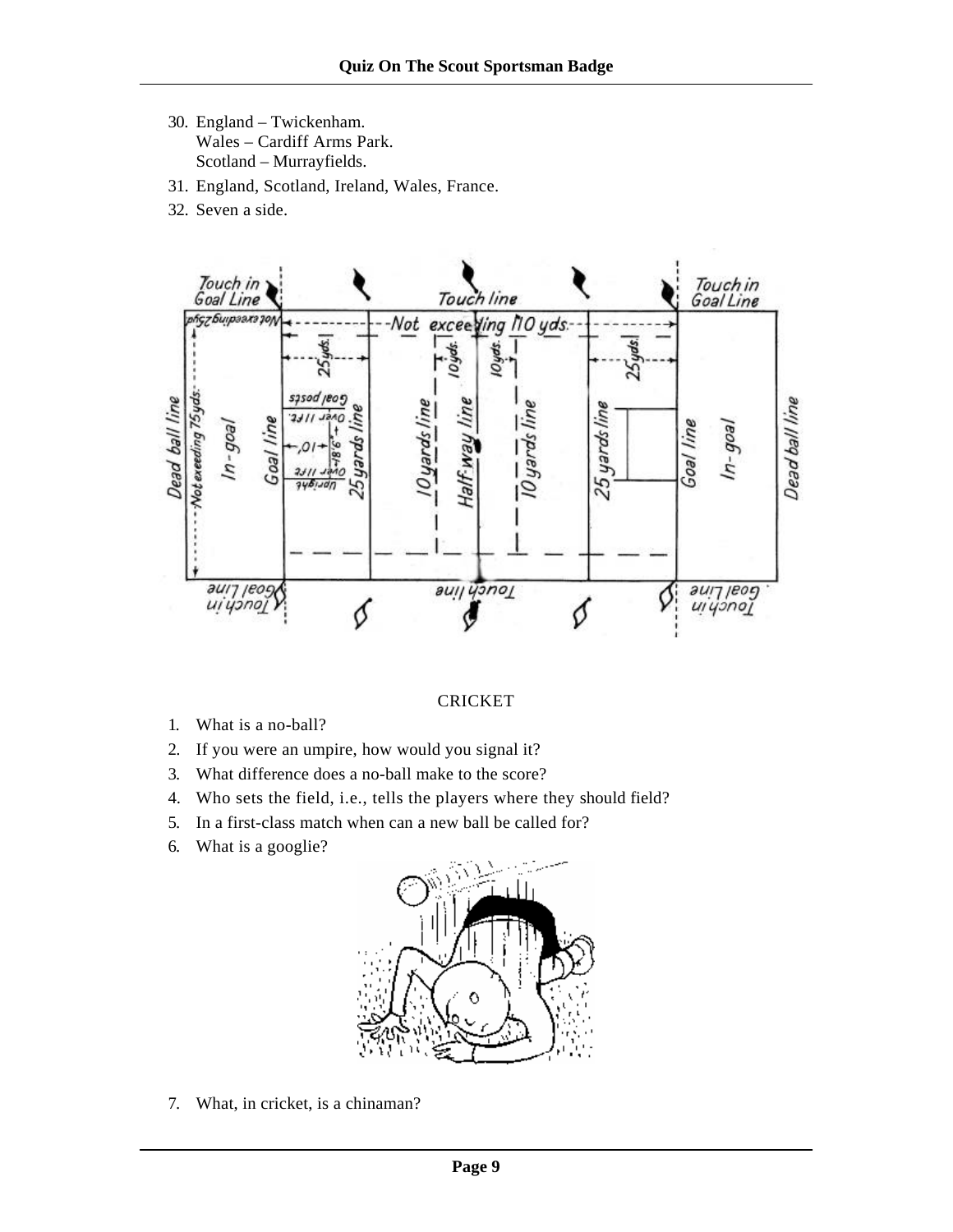30. England – Twickenham.
    Wales – Cardiff Arms Park.
    Scotland – Murrayfields.
31. England, Scotland, Ireland, Wales, France.
32. Seven a side.

CRICKET

1. What is a no-ball?
2. If you were an umpire, how would you signal it?
3. What difference does a no-ball make to the score?
4. Who sets the field, i.e., tells the players where they should field?
5. In a first-class match when can a new ball be called for?
6. What is a googlie?

7. What, in cricket, is a chinaman?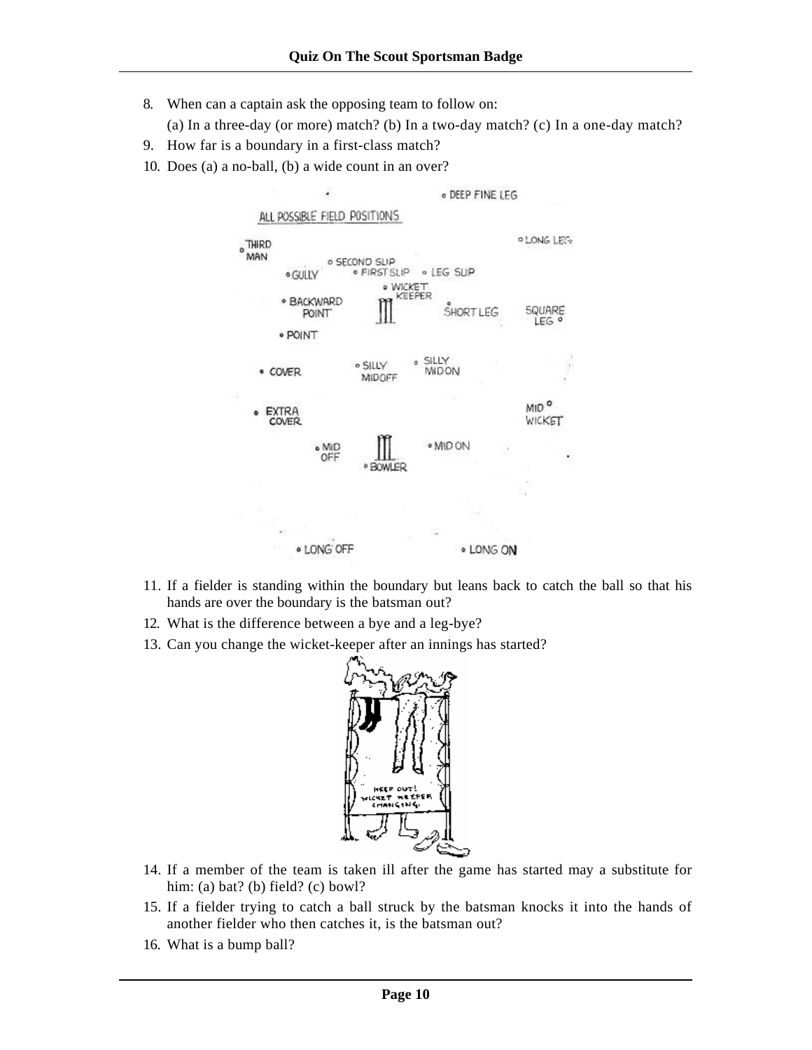8. When can a captain ask the opposing team to follow on:
   (a) In a three-day (or more) match? (b) In a two-day match? (c) In a one-day match?
9. How far is a boundary in a first-class match?
10. Does (a) a no-ball, (b) a wide count in an over?

11. If a fielder is standing within the boundary but leans back to catch the ball so that his hands are over the boundary is the batsman out?
12. What is the difference between a bye and a leg-bye?
13. Can you change the wicket-keeper after an innings has started?

14. If a member of the team is taken ill after the game has started may a substitute for him: (a) bat? (b) field? (c) bowl?
15. If a fielder trying to catch a ball struck by the batsman knocks it into the hands of another fielder who then catches it, is the batsman out?
16. What is a bump ball?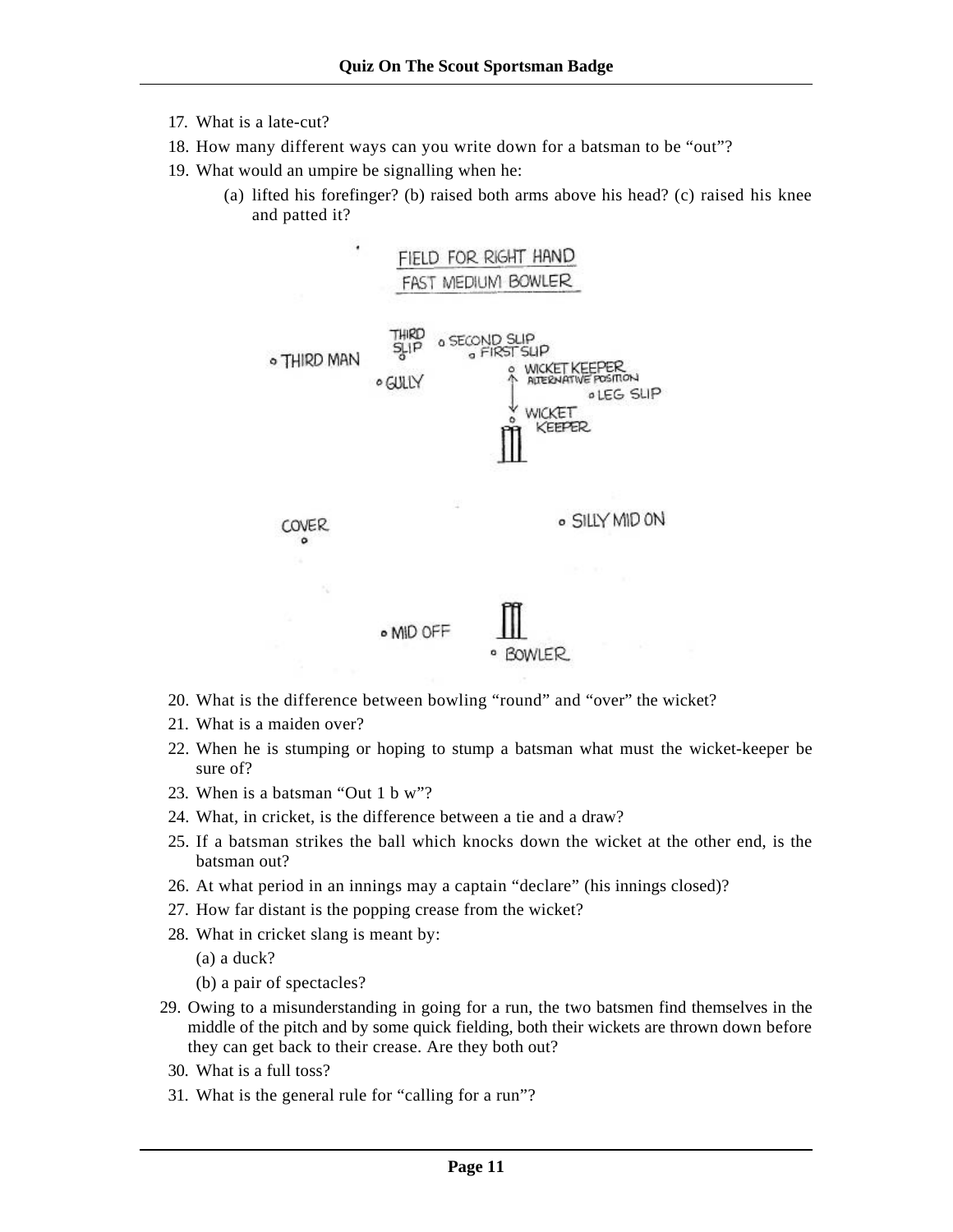17. What is a late-cut?
18. How many different ways can you write down for a batsman to be "out"?
19. What would an umpire be signalling when he:
    (a) lifted his forefinger? (b) raised both arms above his head? (c) raised his knee and patted it?

FIELD FOR RIGHT HAND FAST MEDIUM BOWLER

20. What is the difference between bowling "round" and "over" the wicket?
21. What is a maiden over?
22. When he is stumping or hoping to stump a batsman what must the wicket-keeper be sure of?
23. When is a batsman "Out 1 b w"?
24. What, in cricket, is the difference between a tie and a draw?
25. If a batsman strikes the ball which knocks down the wicket at the other end, is the batsman out?
26. At what period in an innings may a captain "declare" (his innings closed)?
27. How far distant is the popping crease from the wicket?
28. What in cricket slang is meant by:
    (a) a duck?
    (b) a pair of spectacles?
29. Owing to a misunderstanding in going for a run, the two batsmen find themselves in the middle of the pitch and by some quick fielding, both their wickets are thrown down before they can get back to their crease. Are they both out?
30. What is a full toss?
31. What is the general rule for "calling for a run"?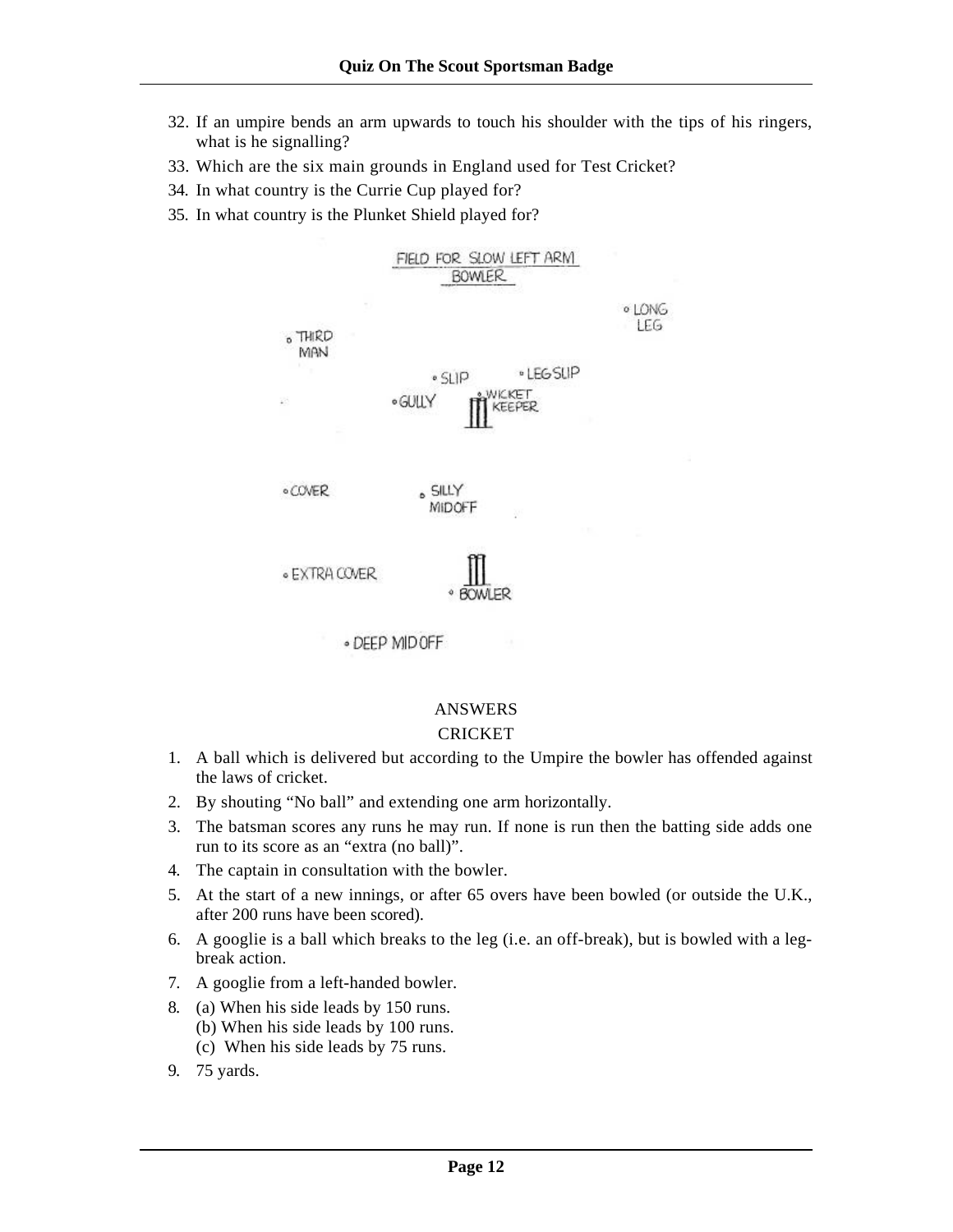32. If an umpire bends an arm upwards to touch his shoulder with the tips of his ringers, what is he signalling?
33. Which are the six main grounds in England used for Test Cricket?
34. In what country is the Currie Cup played for?
35. In what country is the Plunket Shield played for?

FIELD FOR SLOW LEFT ARM BOWLER

LONG LEG

THIRD MAN

SLIP

LEG SLIP

GULLY

WICKET KEEPER

COVER

SILLY MIDOFF

EXTRA COVER

BOWLER

DEEP MID OFF

ANSWERS

CRICKET

1. A ball which is delivered but according to the Umpire the bowler has offended against the laws of cricket.
2. By shouting "No ball" and extending one arm horizontally.
3. The batsman scores any runs he may run. If none is run then the batting side adds one run to its score as an "extra (no ball)".
4. The captain in consultation with the bowler.
5. At the start of a new innings, or after 65 overs have been bowled (or outside the U.K., after 200 runs have been scored).
6. A googlie is a ball which breaks to the leg (i.e. an off-break), but is bowled with a leg-break action.
7. A googlie from a left-handed bowler.
8. (a) When his side leads by 150 runs.
   (b) When his side leads by 100 runs.
   (c) When his side leads by 75 runs.
9. 75 yards.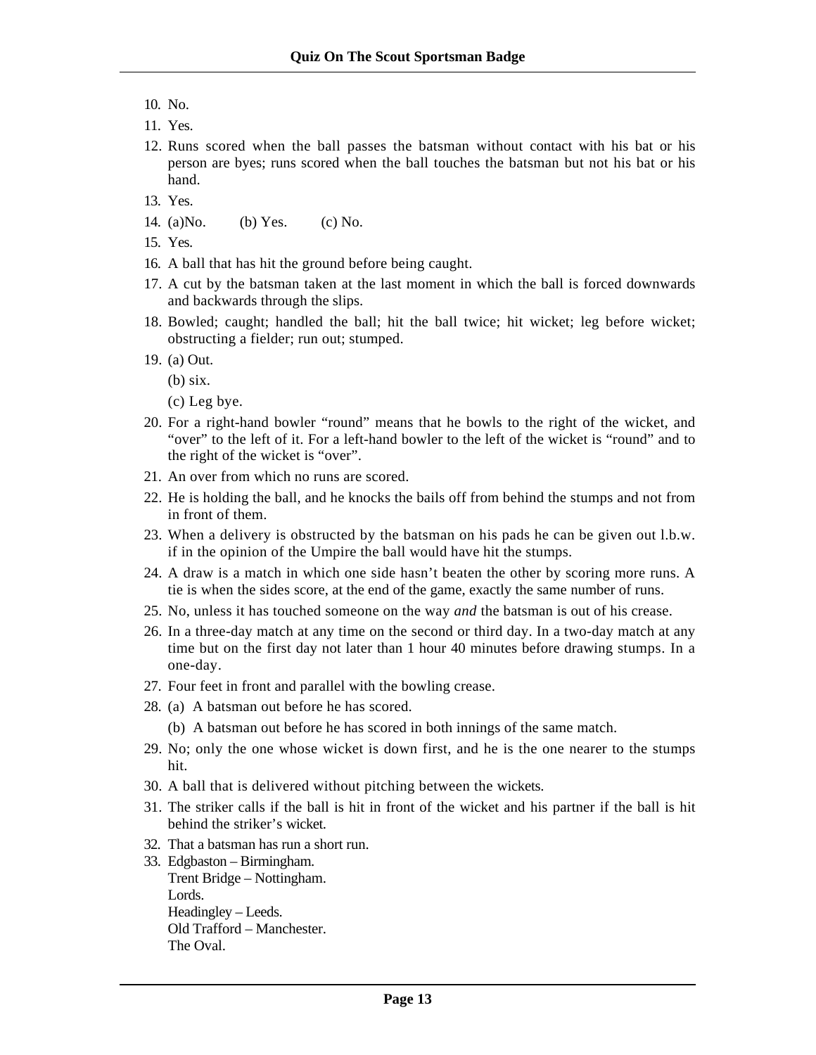10. No.
11. Yes.
12. Runs scored when the ball passes the batsman without contact with his bat or his person are byes; runs scored when the ball touches the batsman but not his bat or his hand.
13. Yes.
14. (a)No. (b) Yes. (c) No.
15. Yes.
16. A ball that has hit the ground before being caught.
17. A cut by the batsman taken at the last moment in which the ball is forced downwards and backwards through the slips.
18. Bowled; caught; handled the ball; hit the ball twice; hit wicket; leg before wicket; obstructing a fielder; run out; stumped.
19. (a) Out.

    (b) six.

    (c) Leg bye.
20. For a right-hand bowler "round" means that he bowls to the right of the wicket, and "over" to the left of it. For a left-hand bowler to the left of the wicket is "round" and to the right of the wicket is "over".
21. An over from which no runs are scored.
22. He is holding the ball, and he knocks the bails off from behind the stumps and not from in front of them.
23. When a delivery is obstructed by the batsman on his pads he can be given out l.b.w. if in the opinion of the Umpire the ball would have hit the stumps.
24. A draw is a match in which one side hasn't beaten the other by scoring more runs. A tie is when the sides score, at the end of the game, exactly the same number of runs.
25. No, unless it has touched someone on the way *and* the batsman is out of his crease.
26. In a three-day match at any time on the second or third day. In a two-day match at any time but on the first day not later than 1 hour 40 minutes before drawing stumps. In a one-day.
27. Four feet in front and parallel with the bowling crease.
28. (a) A batsman out before he has scored.

    (b) A batsman out before he has scored in both innings of the same match.
29. No; only the one whose wicket is down first, and he is the one nearer to the stumps hit.
30. A ball that is delivered without pitching between the wickets.
31. The striker calls if the ball is hit in front of the wicket and his partner if the ball is hit behind the striker's wicket.
32. That a batsman has run a short run.
33. Edgbaston – Birmingham.
    Trent Bridge – Nottingham.
    Lords.
    Headingley – Leeds.
    Old Trafford – Manchester.
    The Oval.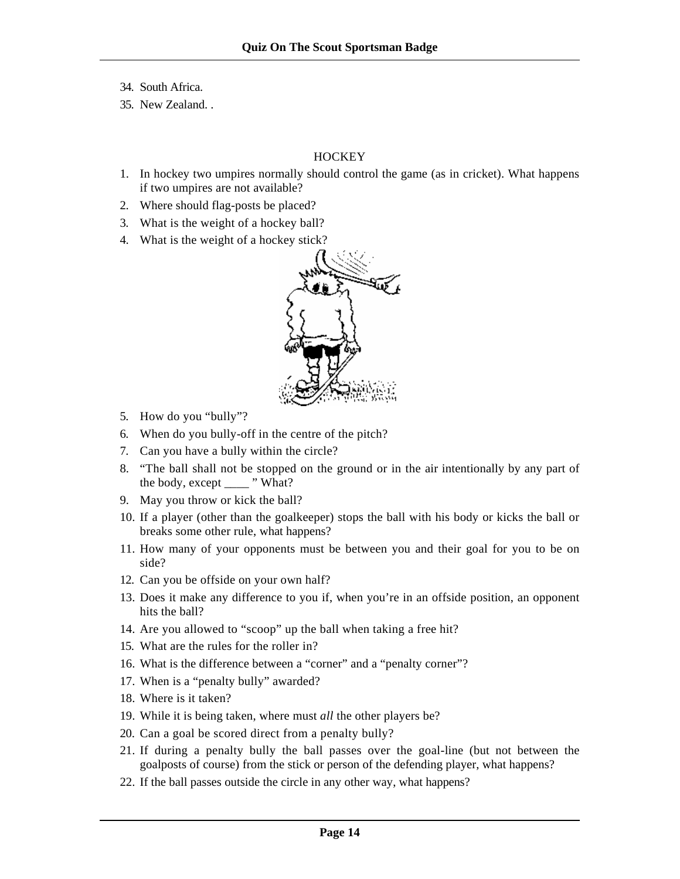34. South Africa.
35. New Zealand. .

## HOCKEY

1. In hockey two umpires normally should control the game (as in cricket). What happens if two umpires are not available?
2. Where should flag-posts be placed?
3. What is the weight of a hockey ball?
4. What is the weight of a hockey stick?
5. How do you "bully"?
6. When do you bully-off in the centre of the pitch?
7. Can you have a bully within the circle?
8. "The ball shall not be stopped on the ground or in the air intentionally by any part of the body, except ____ " What?
9. May you throw or kick the ball?
10. If a player (other than the goalkeeper) stops the ball with his body or kicks the ball or breaks some other rule, what happens?
11. How many of your opponents must be between you and their goal for you to be on side?
12. Can you be offside on your own half?
13. Does it make any difference to you if, when you're in an offside position, an opponent hits the ball?
14. Are you allowed to "scoop" up the ball when taking a free hit?
15. What are the rules for the roller in?
16. What is the difference between a "corner" and a "penalty corner"?
17. When is a "penalty bully" awarded?
18. Where is it taken?
19. While it is being taken, where must *all* the other players be?
20. Can a goal be scored direct from a penalty bully?
21. If during a penalty bully the ball passes over the goal-line (but not between the goalposts of course) from the stick or person of the defending player, what happens?
22. If the ball passes outside the circle in any other way, what happens?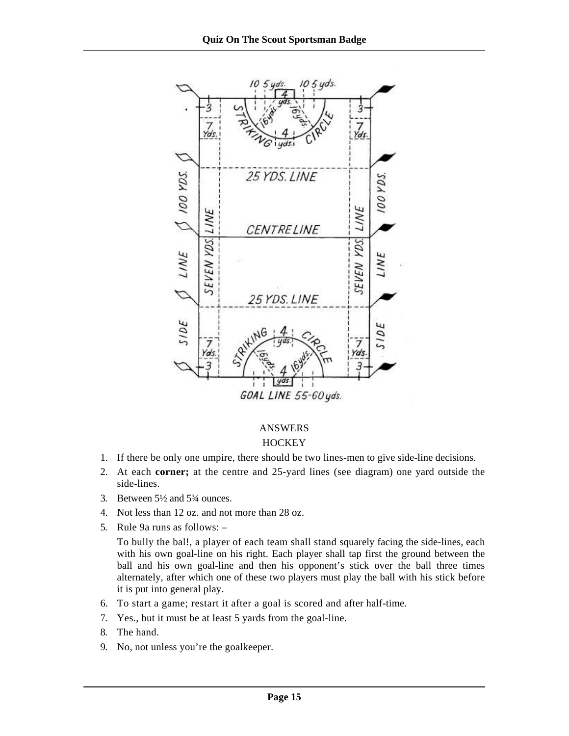ANSWERS

HOCKEY

1. If there be only one umpire, there should be two lines-men to give side-line decisions.
2. At each **corner;** at the centre and 25-yard lines (see diagram) one yard outside the side-lines.
3. Between 5½ and 5¾ ounces.
4. Not less than 12 oz. and not more than 28 oz.
5. Rule 9a runs as follows: –

   To bully the bal!, a player of each team shall stand squarely facing the side-lines, each with his own goal-line on his right. Each player shall tap first the ground between the ball and his own goal-line and then his opponent's stick over the ball three times alternately, after which one of these two players must play the ball with his stick before it is put into general play.
6. To start a game; restart it after a goal is scored and after half-time.
7. Yes., but it must be at least 5 yards from the goal-line.
8. The hand.
9. No, not unless you're the goalkeeper.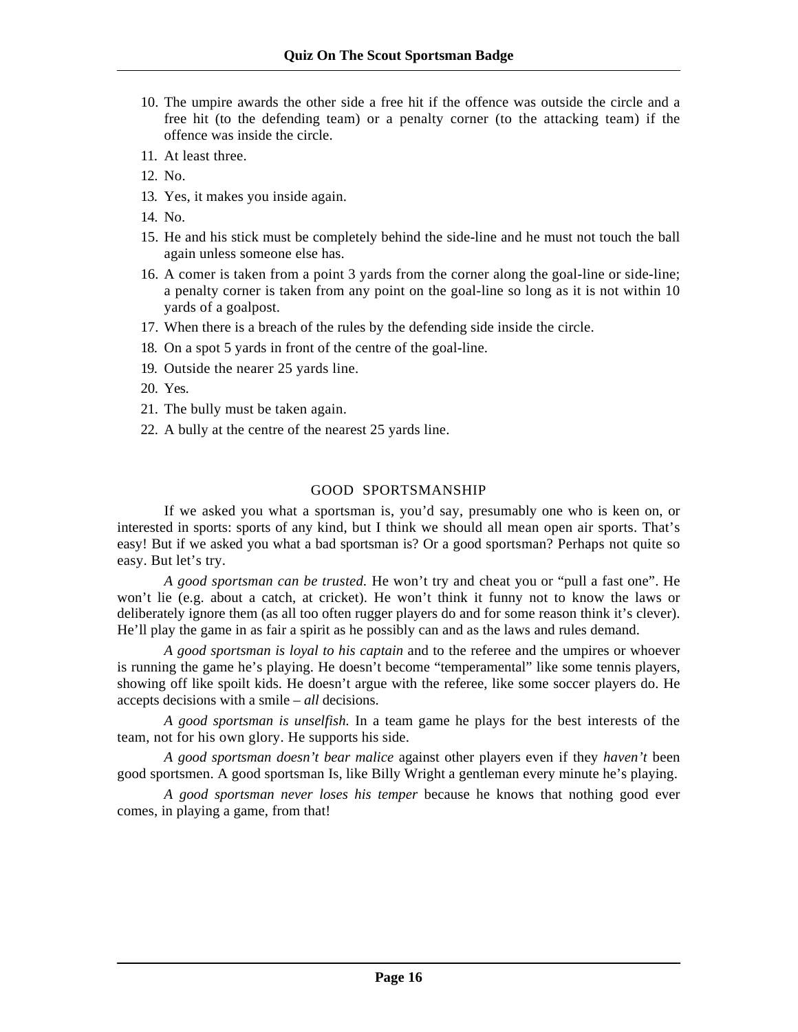10. The umpire awards the other side a free hit if the offence was outside the circle and a free hit (to the defending team) or a penalty corner (to the attacking team) if the offence was inside the circle.
11. At least three.
12. No.
13. Yes, it makes you inside again.
14. No.
15. He and his stick must be completely behind the side-line and he must not touch the ball again unless someone else has.
16. A comer is taken from a point 3 yards from the corner along the goal-line or side-line; a penalty corner is taken from any point on the goal-line so long as it is not within 10 yards of a goalpost.
17. When there is a breach of the rules by the defending side inside the circle.
18. On a spot 5 yards in front of the centre of the goal-line.
19. Outside the nearer 25 yards line.
20. Yes.
21. The bully must be taken again.
22. A bully at the centre of the nearest 25 yards line.

## GOOD SPORTSMANSHIP

If we asked you what a sportsman is, you'd say, presumably one who is keen on, or interested in sports: sports of any kind, but I think we should all mean open air sports. That's easy! But if we asked you what a bad sportsman is? Or a good sportsman? Perhaps not quite so easy. But let's try.

*A good sportsman can be trusted.* He won't try and cheat you or "pull a fast one". He won't lie (e.g. about a catch, at cricket). He won't think it funny not to know the laws or deliberately ignore them (as all too often rugger players do and for some reason think it's clever). He'll play the game in as fair a spirit as he possibly can and as the laws and rules demand.

*A good sportsman is loyal to his captain* and to the referee and the umpires or whoever is running the game he's playing. He doesn't become "temperamental" like some tennis players, showing off like spoilt kids. He doesn't argue with the referee, like some soccer players do. He accepts decisions with a smile – *all* decisions.

*A good sportsman is unselfish.* In a team game he plays for the best interests of the team, not for his own glory. He supports his side.

*A good sportsman doesn't bear malice* against other players even if they *haven't* been good sportsmen. A good sportsman Is, like Billy Wright a gentleman every minute he's playing.

*A good sportsman never loses his temper* because he knows that nothing good ever comes, in playing a game, from that!